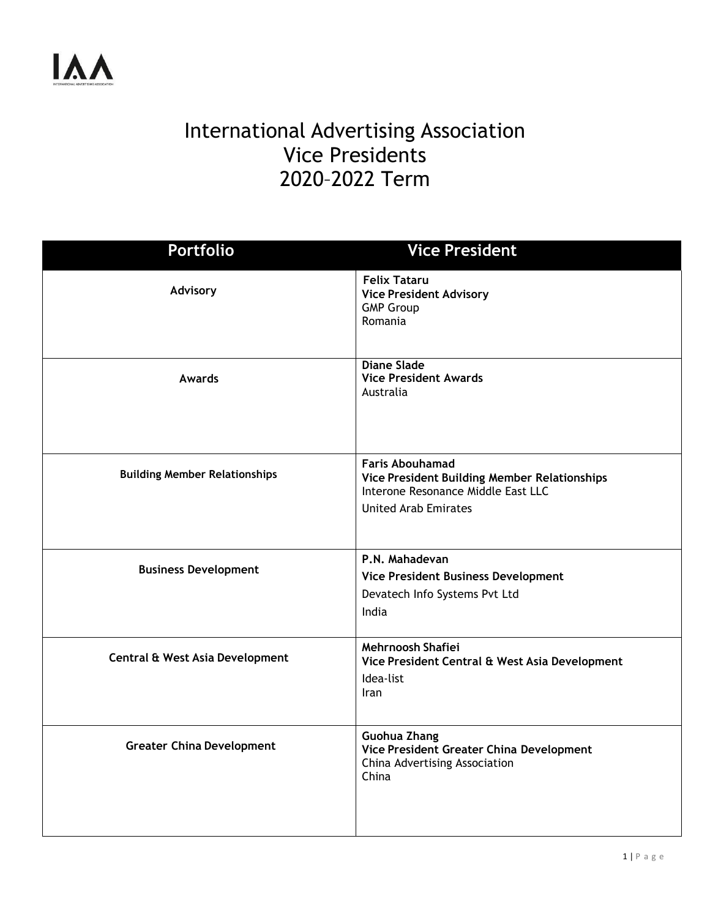# International Advertising Association Vice Presidents 2020–2022 Term

| Portfolio | Vice President |
| --- | --- |
| Advisory | **Felix Tataru**<br>**Vice President Advisory**<br>GMP Group<br>Romania |
| Awards | **Diane Slade**<br>**Vice President Awards**<br>Australia |
| Building Member Relationships | **Faris Abouhamad**<br>**Vice President Building Member Relationships**<br>Interone Resonance Middle East LLC<br>United Arab Emirates |
| Business Development | **P.N. Mahadevan**<br>**Vice President Business Development**<br>Devatech Info Systems Pvt Ltd<br>India |
| Central & West Asia Development | **Mehrnoosh Shafiei**<br>**Vice President Central & West Asia Development**<br>Idea-list<br>Iran |
| Greater China Development | **Guohua Zhang**<br>**Vice President Greater China Development**<br>China Advertising Association<br>China |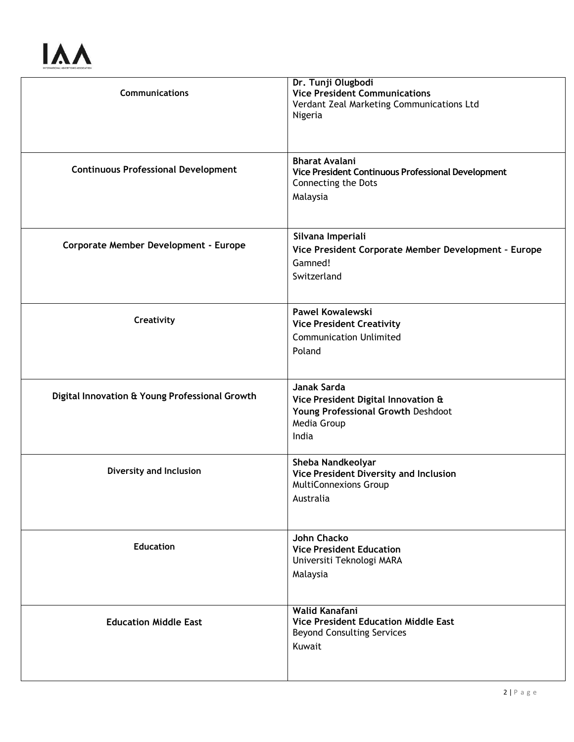| Communications | **Dr. Tunji Olugbodi**<br>**Vice President Communications**<br>Verdant Zeal Marketing Communications Ltd<br>Nigeria |
|---|---|
| **Continuous Professional Development** | **Bharat Avalani**<br>**Vice President Continuous Professional Development**<br>Connecting the Dots<br>Malaysia |
| **Corporate Member Development - Europe** | **Silvana Imperiali**<br>**Vice President Corporate Member Development – Europe**<br>Gamned!<br>Switzerland |
| **Creativity** | **Pawel Kowalewski**<br>**Vice President Creativity**<br>Communication Unlimited<br>Poland |
| **Digital Innovation & Young Professional Growth** | **Janak Sarda**<br>**Vice President Digital Innovation & Young Professional Growth** Deshdoot Media Group<br>India |
| **Diversity and Inclusion** | **Sheba Nandkeolyar**<br>**Vice President Diversity and Inclusion**<br>MultiConnexions Group<br>Australia |
| **Education** | **John Chacko**<br>**Vice President Education**<br>Universiti Teknologi MARA<br>Malaysia |
| **Education Middle East** | **Walid Kanafani**<br>**Vice President Education Middle East**<br>Beyond Consulting Services<br>Kuwait |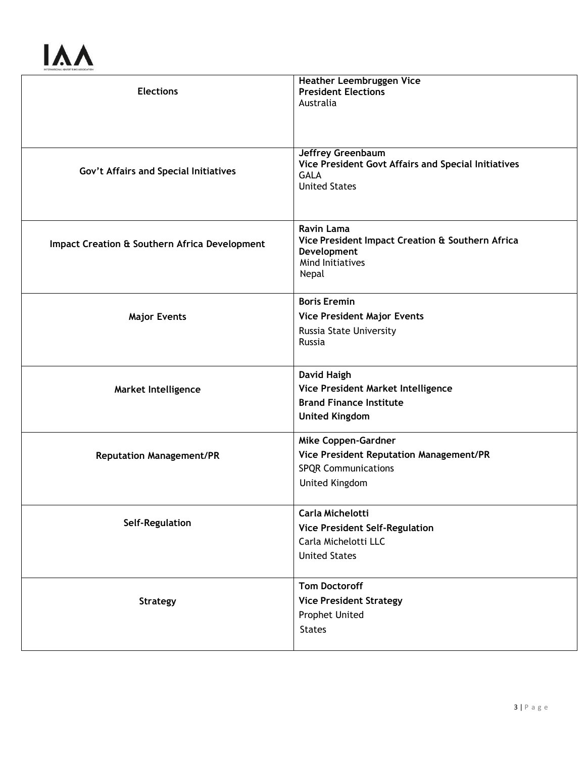| | |
|---|---|
| **Elections** | **Heather Leembruggen Vice President Elections**<br>Australia |
| **Gov't Affairs and Special Initiatives** | **Jeffrey Greenbaum**<br>**Vice President Govt Affairs and Special Initiatives**<br>GALA<br>United States |
| **Impact Creation & Southern Africa Development** | **Ravin Lama**<br>**Vice President Impact Creation & Southern Africa Development**<br>Mind Initiatives<br>Nepal |
| **Major Events** | **Boris Eremin**<br>**Vice President Major Events**<br>Russia State University<br>Russia |
| **Market Intelligence** | **David Haigh**<br>**Vice President Market Intelligence**<br>**Brand Finance Institute**<br>**United Kingdom** |
| **Reputation Management/PR** | **Mike Coppen-Gardner**<br>**Vice President Reputation Management/PR**<br>SPQR Communications<br>United Kingdom |
| **Self-Regulation** | **Carla Michelotti**<br>**Vice President Self-Regulation**<br>Carla Michelotti LLC<br>United States |
| **Strategy** | **Tom Doctoroff**<br>**Vice President Strategy**<br>Prophet United<br>States |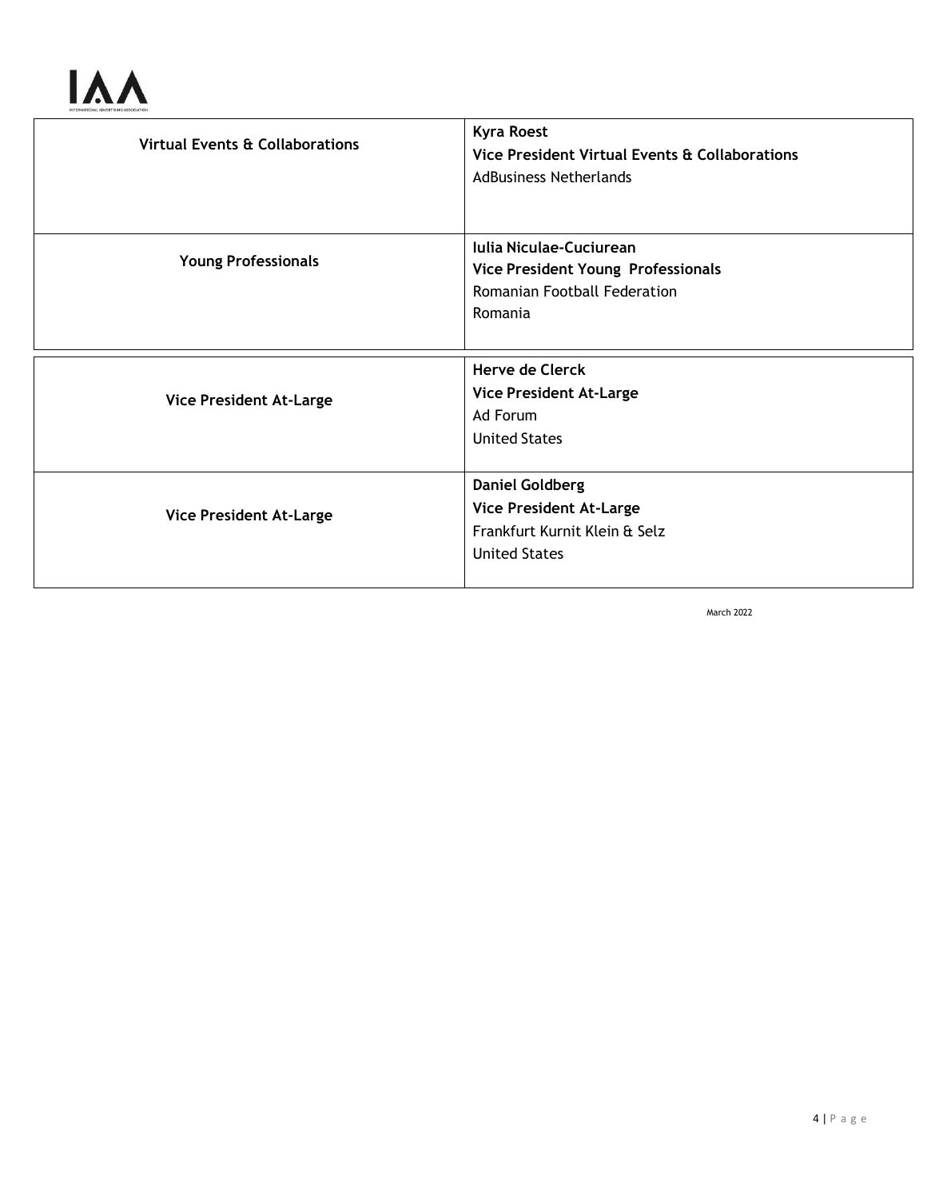| | |
|---|---|
| **Virtual Events & Collaborations** | **Kyra Roest**<br>**Vice President Virtual Events & Collaborations**<br>AdBusiness Netherlands |
| **Young Professionals** | **Iulia Niculae-Cuciurean**<br>**Vice President Young Professionals**<br>Romanian Football Federation<br>Romania |
| **Vice President At-Large** | **Herve de Clerck**<br>**Vice President At-Large**<br>Ad Forum<br>United States |
| **Vice President At-Large** | **Daniel Goldberg**<br>**Vice President At-Large**<br>Frankfurt Kurnit Klein & Selz<br>United States |

March 2022